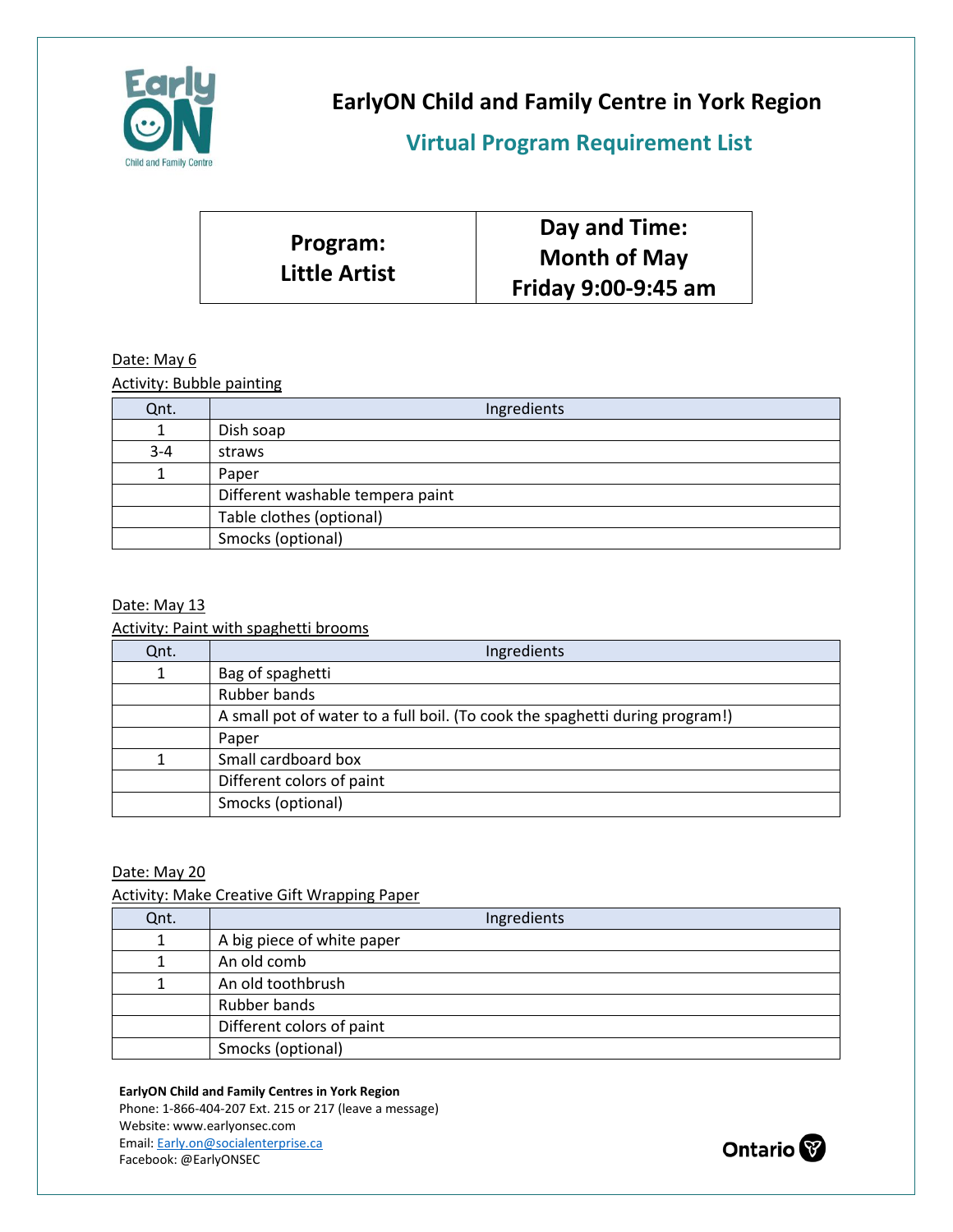# EarlyON Child and Family Centre in York Region

## Virtual Program Requirement List

| Program: Little Artist | Day and Time: Month of May Friday 9:00-9:45 am |
|---|---|

Date: May 6

Activity: Bubble painting

| Qnt. | Ingredients |
|---|---|
| 1 | Dish soap |
| 3-4 | straws |
| 1 | Paper |
| | Different washable tempera paint |
| | Table clothes (optional) |
| | Smocks (optional) |

Date: May 13

Activity: Paint with spaghetti brooms

| Qnt. | Ingredients |
|---|---|
| 1 | Bag of spaghetti |
| | Rubber bands |
| | A small pot of water to a full boil. (To cook the spaghetti during program!) |
| | Paper |
| 1 | Small cardboard box |
| | Different colors of paint |
| | Smocks (optional) |

Date: May 20

Activity: Make Creative Gift Wrapping Paper

| Qnt. | Ingredients |
|---|---|
| 1 | A big piece of white paper |
| 1 | An old comb |
| 1 | An old toothbrush |
| | Rubber bands |
| | Different colors of paint |
| | Smocks (optional) |

**EarlyON Child and Family Centres in York Region**
Phone: 1-866-404-207 Ext. 215 or 217 (leave a message)
Website: www.earlyonsec.com
Email: Early.on@socialenterprise.ca
Facebook: @EarlyONSEC

Ontario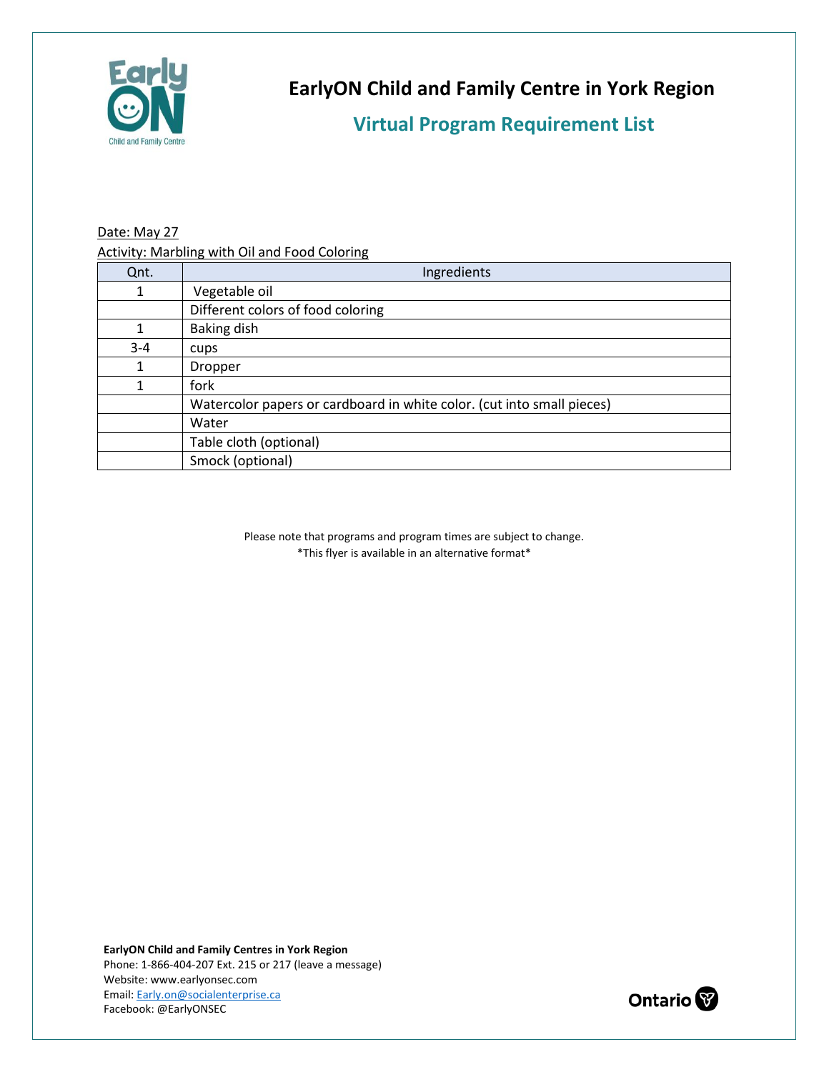# EarlyON Child and Family Centre in York Region

## Virtual Program Requirement List

Date: May 27

Activity: Marbling with Oil and Food Coloring

| Qnt. | Ingredients |
|---|---|
| 1 | Vegetable oil |
| | Different colors of food coloring |
| 1 | Baking dish |
| 3-4 | cups |
| 1 | Dropper |
| 1 | fork |
| | Watercolor papers or cardboard in white color. (cut into small pieces) |
| | Water |
| | Table cloth (optional) |
| | Smock (optional) |

Please note that programs and program times are subject to change.
*This flyer is available in an alternative format*

**EarlyON Child and Family Centres in York Region**
Phone: 1-866-404-207 Ext. 215 or 217 (leave a message)
Website: www.earlyonsec.com
Email: Early.on@socialenterprise.ca
Facebook: @EarlyONSEC

Ontario